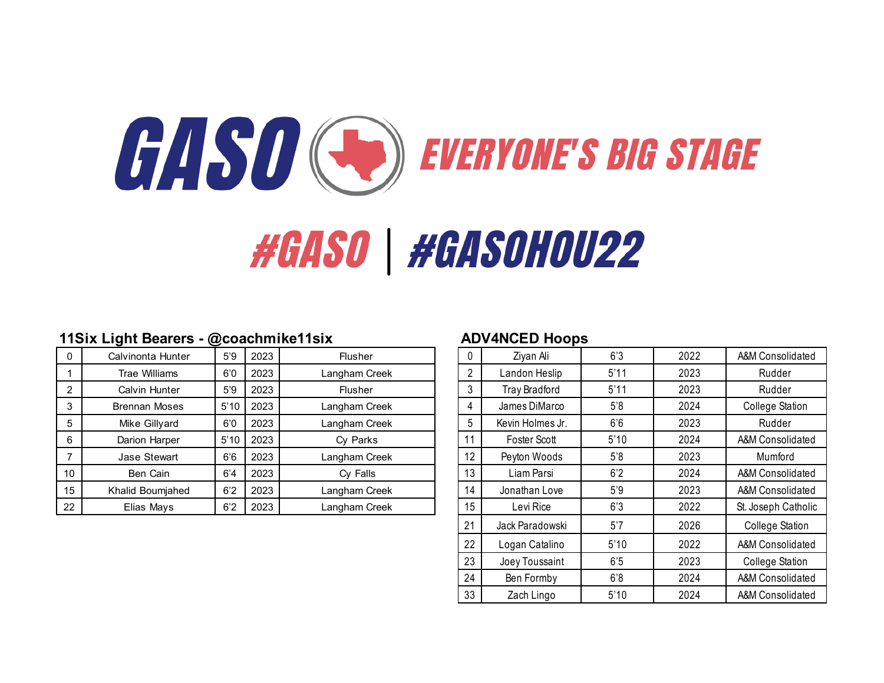# GASO EVERYONE'S BIG STAGE

## #GASO | #GASOHOU22

### 11Six Light Bearers - @coachmike11six

| | | | | |
|---|---|---|---|---|
| 0 | Calvinonta Hunter | 5'9 | 2023 | Flusher |
| 1 | Trae Williams | 6'0 | 2023 | Langham Creek |
| 2 | Calvin Hunter | 5'9 | 2023 | Flusher |
| 3 | Brennan Moses | 5'10 | 2023 | Langham Creek |
| 5 | Mike Gillyard | 6'0 | 2023 | Langham Creek |
| 6 | Darion Harper | 5'10 | 2023 | Cy Parks |
| 7 | Jase Stewart | 6'6 | 2023 | Langham Creek |
| 10 | Ben Cain | 6'4 | 2023 | Cy Falls |
| 15 | Khalid Boumjahed | 6'2 | 2023 | Langham Creek |
| 22 | Elias Mays | 6'2 | 2023 | Langham Creek |

### ADV4NCED Hoops

| | | | | |
|---|---|---|---|---|
| 0 | Ziyan Ali | 6'3 | 2022 | A&M Consolidated |
| 2 | Landon Heslip | 5'11 | 2023 | Rudder |
| 3 | Tray Bradford | 5'11 | 2023 | Rudder |
| 4 | James DiMarco | 5'8 | 2024 | College Station |
| 5 | Kevin Holmes Jr. | 6'6 | 2023 | Rudder |
| 11 | Foster Scott | 5'10 | 2024 | A&M Consolidated |
| 12 | Peyton Woods | 5'8 | 2023 | Mumford |
| 13 | Liam Parsi | 6'2 | 2024 | A&M Consolidated |
| 14 | Jonathan Love | 5'9 | 2023 | A&M Consolidated |
| 15 | Levi Rice | 6'3 | 2022 | St. Joseph Catholic |
| 21 | Jack Paradowski | 5'7 | 2026 | College Station |
| 22 | Logan Catalino | 5'10 | 2022 | A&M Consolidated |
| 23 | Joey Toussaint | 6'5 | 2023 | College Station |
| 24 | Ben Formby | 6'8 | 2024 | A&M Consolidated |
| 33 | Zach Lingo | 5'10 | 2024 | A&M Consolidated |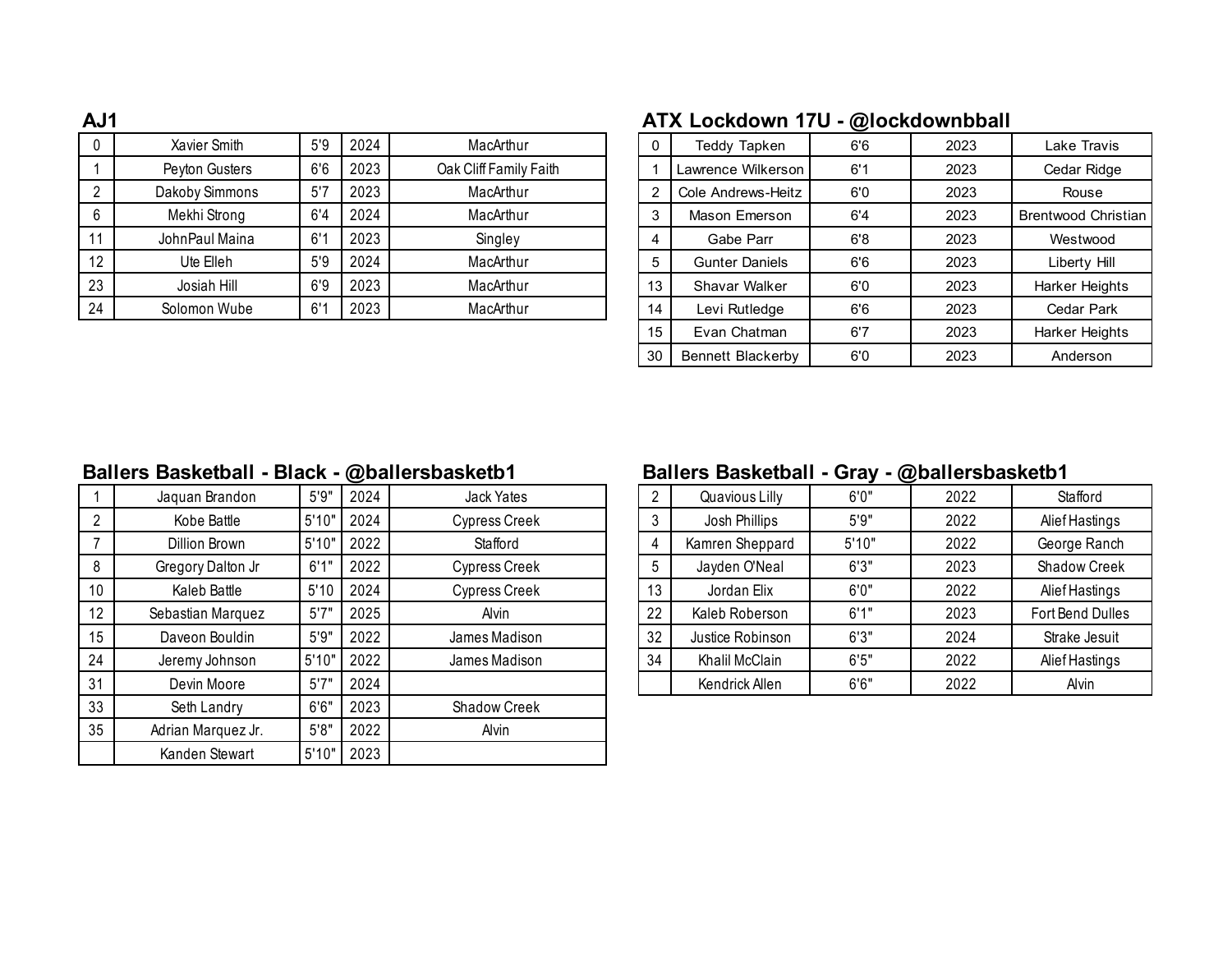## AJ1

| # | Name | Ht | Class | School |
|---|---|---|---|---|
| 0 | Xavier Smith | 5'9 | 2024 | MacArthur |
| 1 | Peyton Gusters | 6'6 | 2023 | Oak Cliff Family Faith |
| 2 | Dakoby Simmons | 5'7 | 2023 | MacArthur |
| 6 | Mekhi Strong | 6'4 | 2024 | MacArthur |
| 11 | JohnPaul Maina | 6'1 | 2023 | Singley |
| 12 | Ute Elleh | 5'9 | 2024 | MacArthur |
| 23 | Josiah Hill | 6'9 | 2023 | MacArthur |
| 24 | Solomon Wube | 6'1 | 2023 | MacArthur |

## ATX Lockdown 17U - @lockdownbball

| # | Name | Ht | Class | School |
|---|---|---|---|---|
| 0 | Teddy Tapken | 6'6 | 2023 | Lake Travis |
| 1 | Lawrence Wilkerson | 6'1 | 2023 | Cedar Ridge |
| 2 | Cole Andrews-Heitz | 6'0 | 2023 | Rouse |
| 3 | Mason Emerson | 6'4 | 2023 | Brentwood Christian |
| 4 | Gabe Parr | 6'8 | 2023 | Westwood |
| 5 | Gunter Daniels | 6'6 | 2023 | Liberty Hill |
| 13 | Shavar Walker | 6'0 | 2023 | Harker Heights |
| 14 | Levi Rutledge | 6'6 | 2023 | Cedar Park |
| 15 | Evan Chatman | 6'7 | 2023 | Harker Heights |
| 30 | Bennett Blackerby | 6'0 | 2023 | Anderson |

## Ballers Basketball - Black - @ballersbasketb1

| # | Name | Ht | Class | School |
|---|---|---|---|---|
| 1 | Jaquan Brandon | 5'9" | 2024 | Jack Yates |
| 2 | Kobe Battle | 5'10" | 2024 | Cypress Creek |
| 7 | Dillion Brown | 5'10" | 2022 | Stafford |
| 8 | Gregory Dalton Jr | 6'1" | 2022 | Cypress Creek |
| 10 | Kaleb Battle | 5'10 | 2024 | Cypress Creek |
| 12 | Sebastian Marquez | 5'7" | 2025 | Alvin |
| 15 | Daveon Bouldin | 5'9" | 2022 | James Madison |
| 24 | Jeremy Johnson | 5'10" | 2022 | James Madison |
| 31 | Devin Moore | 5'7" | 2024 | |
| 33 | Seth Landry | 6'6" | 2023 | Shadow Creek |
| 35 | Adrian Marquez Jr. | 5'8" | 2022 | Alvin |
| | Kanden Stewart | 5'10" | 2023 | |

## Ballers Basketball - Gray - @ballersbasketb1

| # | Name | Ht | Class | School |
|---|---|---|---|---|
| 2 | Quavious Lilly | 6'0" | 2022 | Stafford |
| 3 | Josh Phillips | 5'9" | 2022 | Alief Hastings |
| 4 | Kamren Sheppard | 5'10" | 2022 | George Ranch |
| 5 | Jayden O'Neal | 6'3" | 2023 | Shadow Creek |
| 13 | Jordan Elix | 6'0" | 2022 | Alief Hastings |
| 22 | Kaleb Roberson | 6'1" | 2023 | Fort Bend Dulles |
| 32 | Justice Robinson | 6'3" | 2024 | Strake Jesuit |
| 34 | Khalil McClain | 6'5" | 2022 | Alief Hastings |
| | Kendrick Allen | 6'6" | 2022 | Alvin |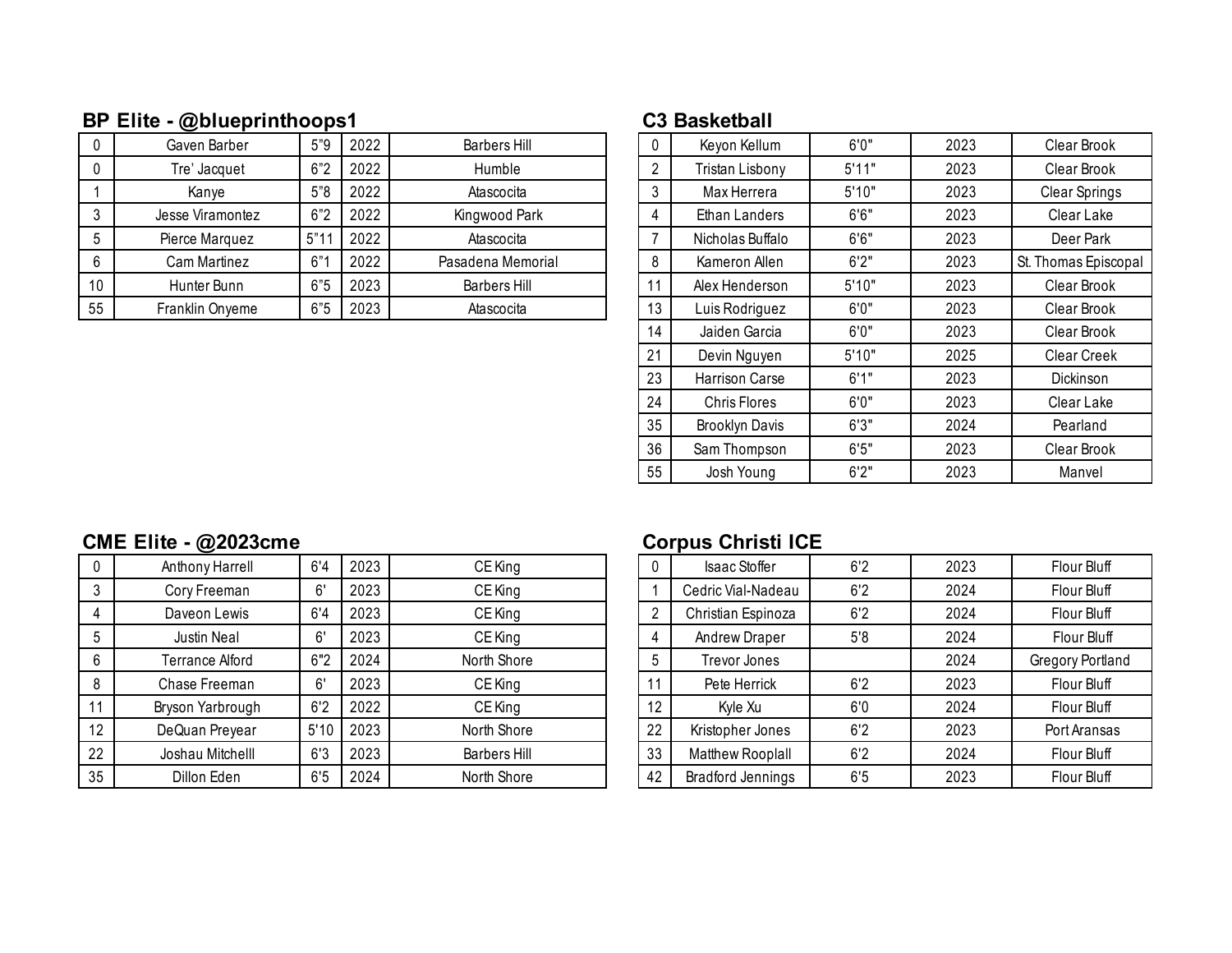## BP Elite - @blueprinthoops1

| | | | | |
|---|---|---|---|---|
| 0 | Gaven Barber | 5"9 | 2022 | Barbers Hill |
| 0 | Tre' Jacquet | 6"2 | 2022 | Humble |
| 1 | Kanye | 5"8 | 2022 | Atascocita |
| 3 | Jesse Viramontez | 6"2 | 2022 | Kingwood Park |
| 5 | Pierce Marquez | 5"11 | 2022 | Atascocita |
| 6 | Cam Martinez | 6"1 | 2022 | Pasadena Memorial |
| 10 | Hunter Bunn | 6"5 | 2023 | Barbers Hill |
| 55 | Franklin Onyeme | 6"5 | 2023 | Atascocita |

## C3 Basketball

| | | | | |
|---|---|---|---|---|
| 0 | Keyon Kellum | 6'0" | 2023 | Clear Brook |
| 2 | Tristan Lisbony | 5'11" | 2023 | Clear Brook |
| 3 | Max Herrera | 5'10" | 2023 | Clear Springs |
| 4 | Ethan Landers | 6'6" | 2023 | Clear Lake |
| 7 | Nicholas Buffalo | 6'6" | 2023 | Deer Park |
| 8 | Kameron Allen | 6'2" | 2023 | St. Thomas Episcopal |
| 11 | Alex Henderson | 5'10" | 2023 | Clear Brook |
| 13 | Luis Rodriguez | 6'0" | 2023 | Clear Brook |
| 14 | Jaiden Garcia | 6'0" | 2023 | Clear Brook |
| 21 | Devin Nguyen | 5'10" | 2025 | Clear Creek |
| 23 | Harrison Carse | 6'1" | 2023 | Dickinson |
| 24 | Chris Flores | 6'0" | 2023 | Clear Lake |
| 35 | Brooklyn Davis | 6'3" | 2024 | Pearland |
| 36 | Sam Thompson | 6'5" | 2023 | Clear Brook |
| 55 | Josh Young | 6'2" | 2023 | Manvel |

## CME Elite - @2023cme

| | | | | |
|---|---|---|---|---|
| 0 | Anthony Harrell | 6'4 | 2023 | CE King |
| 3 | Cory Freeman | 6' | 2023 | CE King |
| 4 | Daveon Lewis | 6'4 | 2023 | CE King |
| 5 | Justin Neal | 6' | 2023 | CE King |
| 6 | Terrance Alford | 6"2 | 2024 | North Shore |
| 8 | Chase Freeman | 6' | 2023 | CE King |
| 11 | Bryson Yarbrough | 6'2 | 2022 | CE King |
| 12 | DeQuan Preyear | 5'10 | 2023 | North Shore |
| 22 | Joshau Mitchelll | 6'3 | 2023 | Barbers Hill |
| 35 | Dillon Eden | 6'5 | 2024 | North Shore |

## Corpus Christi ICE

| | | | | |
|---|---|---|---|---|
| 0 | Isaac Stoffer | 6'2 | 2023 | Flour Bluff |
| 1 | Cedric Vial-Nadeau | 6'2 | 2024 | Flour Bluff |
| 2 | Christian Espinoza | 6'2 | 2024 | Flour Bluff |
| 4 | Andrew Draper | 5'8 | 2024 | Flour Bluff |
| 5 | Trevor Jones | | 2024 | Gregory Portland |
| 11 | Pete Herrick | 6'2 | 2023 | Flour Bluff |
| 12 | Kyle Xu | 6'0 | 2024 | Flour Bluff |
| 22 | Kristopher Jones | 6'2 | 2023 | Port Aransas |
| 33 | Matthew Rooplall | 6'2 | 2024 | Flour Bluff |
| 42 | Bradford Jennings | 6'5 | 2023 | Flour Bluff |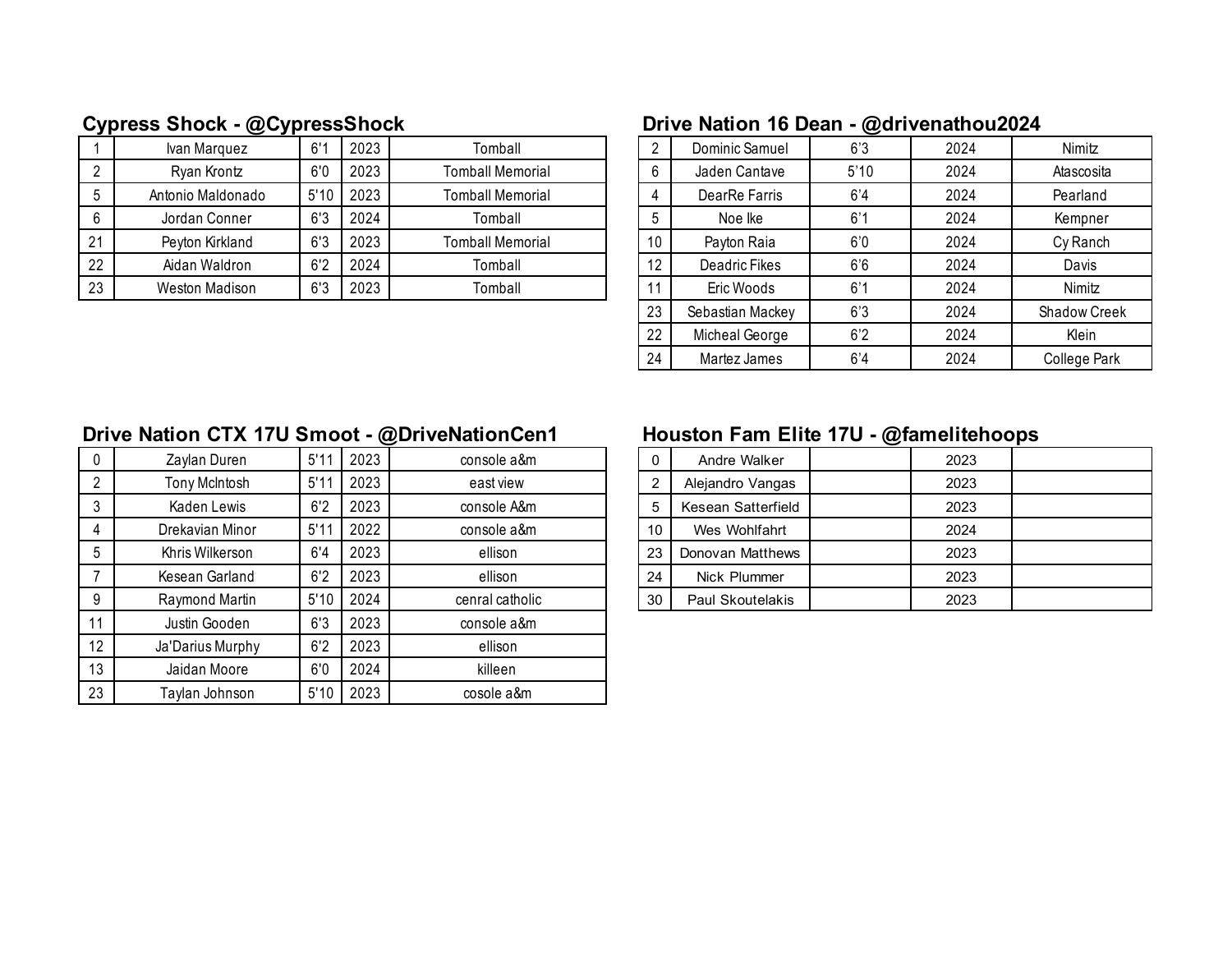## Cypress Shock - @CypressShock

| | | | | |
|---|---|---|---|---|
| 1 | Ivan Marquez | 6'1 | 2023 | Tomball |
| 2 | Ryan Krontz | 6'0 | 2023 | Tomball Memorial |
| 5 | Antonio Maldonado | 5'10 | 2023 | Tomball Memorial |
| 6 | Jordan Conner | 6'3 | 2024 | Tomball |
| 21 | Peyton Kirkland | 6'3 | 2023 | Tomball Memorial |
| 22 | Aidan Waldron | 6'2 | 2024 | Tomball |
| 23 | Weston Madison | 6'3 | 2023 | Tomball |

## Drive Nation 16 Dean - @drivenathou2024

| | | | | |
|---|---|---|---|---|
| 2 | Dominic Samuel | 6'3 | 2024 | Nimitz |
| 6 | Jaden Cantave | 5'10 | 2024 | Atascosita |
| 4 | DearRe Farris | 6'4 | 2024 | Pearland |
| 5 | Noe Ike | 6'1 | 2024 | Kempner |
| 10 | Payton Raia | 6'0 | 2024 | Cy Ranch |
| 12 | Deadric Fikes | 6'6 | 2024 | Davis |
| 11 | Eric Woods | 6'1 | 2024 | Nimitz |
| 23 | Sebastian Mackey | 6'3 | 2024 | Shadow Creek |
| 22 | Micheal George | 6'2 | 2024 | Klein |
| 24 | Martez James | 6'4 | 2024 | College Park |

## Drive Nation CTX 17U Smoot - @DriveNationCen1

| | | | | |
|---|---|---|---|---|
| 0 | Zaylan Duren | 5'11 | 2023 | console a&m |
| 2 | Tony McIntosh | 5'11 | 2023 | east view |
| 3 | Kaden Lewis | 6'2 | 2023 | console A&m |
| 4 | Drekavian Minor | 5'11 | 2022 | console a&m |
| 5 | Khris Wilkerson | 6'4 | 2023 | ellison |
| 7 | Kesean Garland | 6'2 | 2023 | ellison |
| 9 | Raymond Martin | 5'10 | 2024 | cenral catholic |
| 11 | Justin Gooden | 6'3 | 2023 | console a&m |
| 12 | Ja'Darius Murphy | 6'2 | 2023 | ellison |
| 13 | Jaidan Moore | 6'0 | 2024 | killeen |
| 23 | Taylan Johnson | 5'10 | 2023 | cosole a&m |

## Houston Fam Elite 17U - @famelitehoops

| | | | | |
|---|---|---|---|---|
| 0 | Andre Walker | | 2023 | |
| 2 | Alejandro Vangas | | 2023 | |
| 5 | Kesean Satterfield | | 2023 | |
| 10 | Wes Wohlfahrt | | 2024 | |
| 23 | Donovan Matthews | | 2023 | |
| 24 | Nick Plummer | | 2023 | |
| 30 | Paul Skoutelakis | | 2023 | |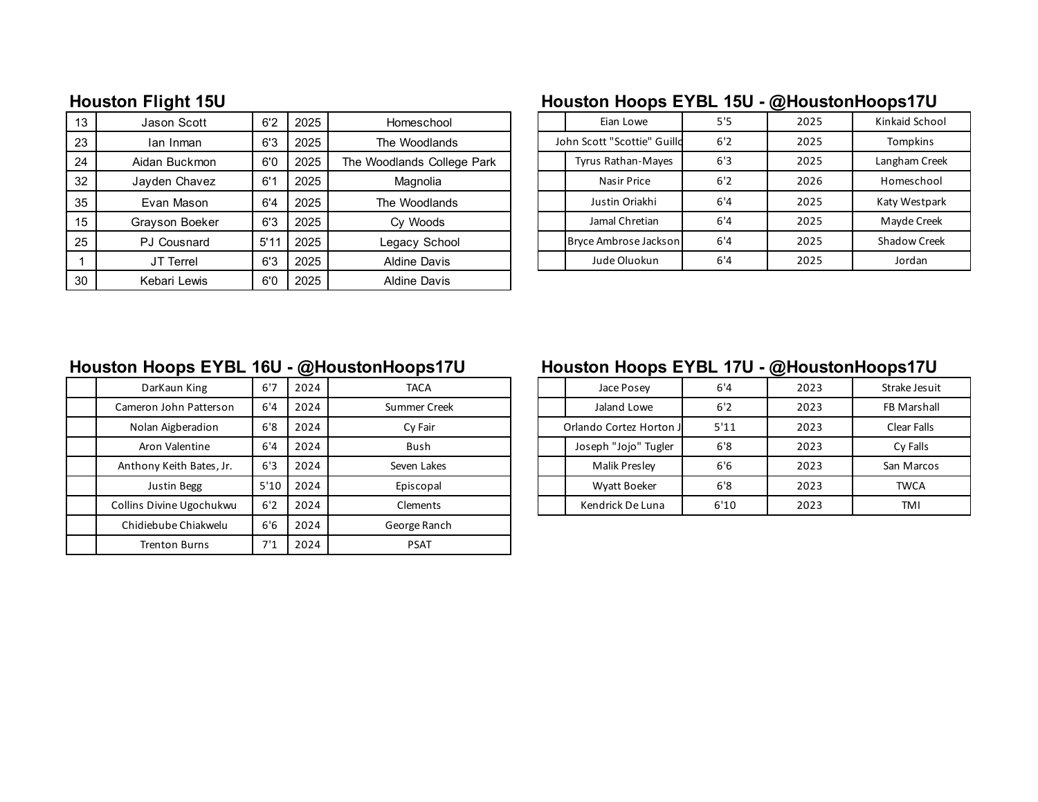## Houston Flight 15U

| # | Name | Height | Class | School |
|---|---|---|---|---|
| 13 | Jason Scott | 6'2 | 2025 | Homeschool |
| 23 | Ian Inman | 6'3 | 2025 | The Woodlands |
| 24 | Aidan Buckmon | 6'0 | 2025 | The Woodlands College Park |
| 32 | Jayden Chavez | 6'1 | 2025 | Magnolia |
| 35 | Evan Mason | 6'4 | 2025 | The Woodlands |
| 15 | Grayson Boeker | 6'3 | 2025 | Cy Woods |
| 25 | PJ Cousnard | 5'11 | 2025 | Legacy School |
| 1 | JT Terrel | 6'3 | 2025 | Aldine Davis |
| 30 | Kebari Lewis | 6'0 | 2025 | Aldine Davis |

## Houston Hoops EYBL 15U - @HoustonHoops17U

| # | Name | Height | Class | School |
|---|---|---|---|---|
| | Eian Lowe | 5'5 | 2025 | Kinkaid School |
| | John Scott "Scottie" Guillo | 6'2 | 2025 | Tompkins |
| | Tyrus Rathan-Mayes | 6'3 | 2025 | Langham Creek |
| | Nasir Price | 6'2 | 2026 | Homeschool |
| | Justin Oriakhi | 6'4 | 2025 | Katy Westpark |
| | Jamal Chretian | 6'4 | 2025 | Mayde Creek |
| | Bryce Ambrose Jackson | 6'4 | 2025 | Shadow Creek |
| | Jude Oluokun | 6'4 | 2025 | Jordan |

## Houston Hoops EYBL 16U - @HoustonHoops17U

| # | Name | Height | Class | School |
|---|---|---|---|---|
| | DarKaun King | 6'7 | 2024 | TACA |
| | Cameron John Patterson | 6'4 | 2024 | Summer Creek |
| | Nolan Aigberadion | 6'8 | 2024 | Cy Fair |
| | Aron Valentine | 6'4 | 2024 | Bush |
| | Anthony Keith Bates, Jr. | 6'3 | 2024 | Seven Lakes |
| | Justin Begg | 5'10 | 2024 | Episcopal |
| | Collins Divine Ugochukwu | 6'2 | 2024 | Clements |
| | Chidiebube Chiakwelu | 6'6 | 2024 | George Ranch |
| | Trenton Burns | 7'1 | 2024 | PSAT |

## Houston Hoops EYBL 17U - @HoustonHoops17U

| # | Name | Height | Class | School |
|---|---|---|---|---|
| | Jace Posey | 6'4 | 2023 | Strake Jesuit |
| | Jaland Lowe | 6'2 | 2023 | FB Marshall |
| | Orlando Cortez Horton J | 5'11 | 2023 | Clear Falls |
| | Joseph "Jojo" Tugler | 6'8 | 2023 | Cy Falls |
| | Malik Presley | 6'6 | 2023 | San Marcos |
| | Wyatt Boeker | 6'8 | 2023 | TWCA |
| | Kendrick De Luna | 6'10 | 2023 | TMI |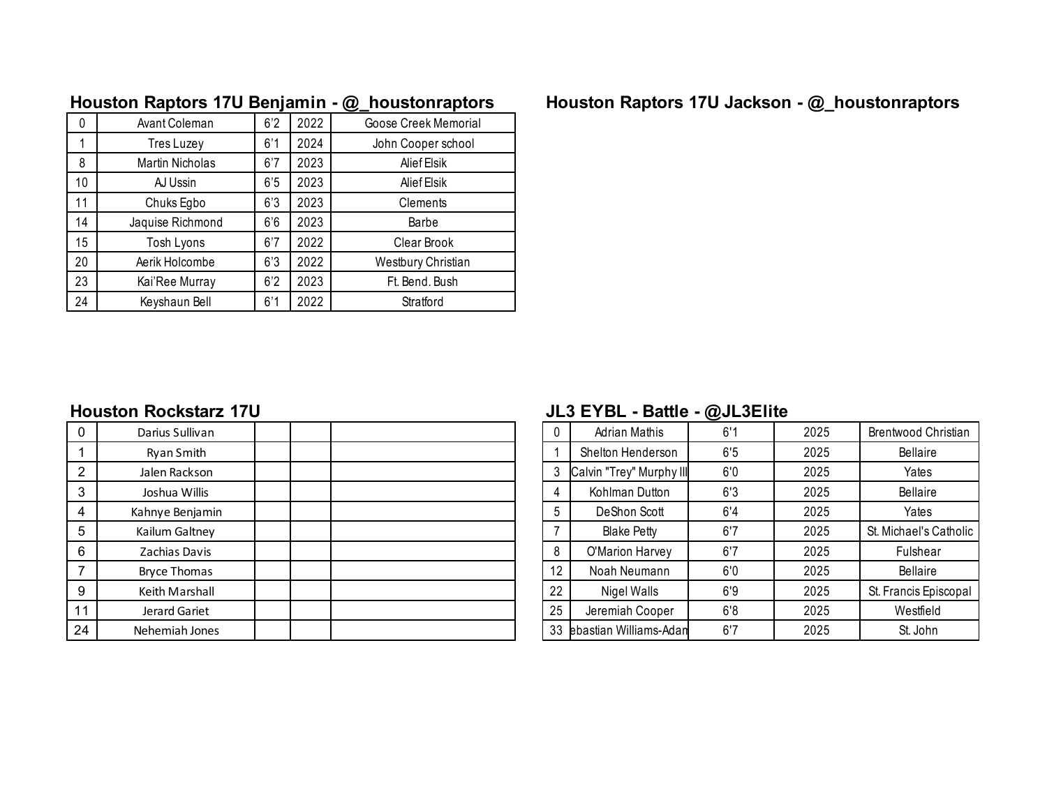## Houston Raptors 17U Benjamin - @_houstonraptors

| # | Name | Height | Class | School |
|---|---|---|---|---|
| 0 | Avant Coleman | 6'2 | 2022 | Goose Creek Memorial |
| 1 | Tres Luzey | 6'1 | 2024 | John Cooper school |
| 8 | Martin Nicholas | 6'7 | 2023 | Alief Elsik |
| 10 | AJ Ussin | 6'5 | 2023 | Alief Elsik |
| 11 | Chuks Egbo | 6'3 | 2023 | Clements |
| 14 | Jaquise Richmond | 6'6 | 2023 | Barbe |
| 15 | Tosh Lyons | 6'7 | 2022 | Clear Brook |
| 20 | Aerik Holcombe | 6'3 | 2022 | Westbury Christian |
| 23 | Kai'Ree Murray | 6'2 | 2023 | Ft. Bend. Bush |
| 24 | Keyshaun Bell | 6'1 | 2022 | Stratford |

## Houston Raptors 17U Jackson - @_houstonraptors

## Houston Rockstarz 17U

| # | Name | Height | Class | School |
|---|---|---|---|---|
| 0 | Darius Sullivan | | | |
| 1 | Ryan Smith | | | |
| 2 | Jalen Rackson | | | |
| 3 | Joshua Willis | | | |
| 4 | Kahnye Benjamin | | | |
| 5 | Kailum Galtney | | | |
| 6 | Zachias Davis | | | |
| 7 | Bryce Thomas | | | |
| 9 | Keith Marshall | | | |
| 11 | Jerard Gariet | | | |
| 24 | Nehemiah Jones | | | |

## JL3 EYBL - Battle - @JL3Elite

| # | Name | Height | Class | School |
|---|---|---|---|---|
| 0 | Adrian Mathis | 6'1 | 2025 | Brentwood Christian |
| 1 | Shelton Henderson | 6'5 | 2025 | Bellaire |
| 3 | Calvin "Trey" Murphy III | 6'0 | 2025 | Yates |
| 4 | Kohlman Dutton | 6'3 | 2025 | Bellaire |
| 5 | DeShon Scott | 6'4 | 2025 | Yates |
| 7 | Blake Petty | 6'7 | 2025 | St. Michael's Catholic |
| 8 | O'Marion Harvey | 6'7 | 2025 | Fulshear |
| 12 | Noah Neumann | 6'0 | 2025 | Bellaire |
| 22 | Nigel Walls | 6'9 | 2025 | St. Francis Episcopal |
| 25 | Jeremiah Cooper | 6'8 | 2025 | Westfield |
| 33 | ebastian Williams-Adan | 6'7 | 2025 | St. John |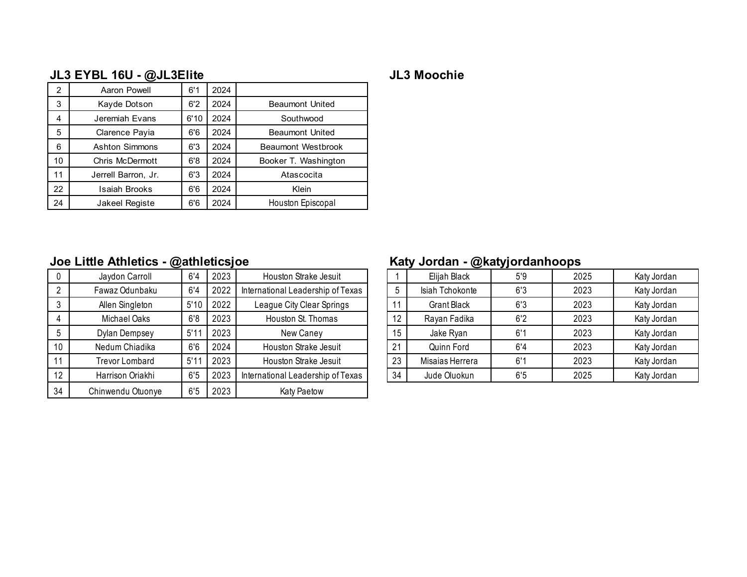## JL3 EYBL 16U - @JL3Elite

| # | Name | Height | Class | School |
|---|---|---|---|---|
| 2 | Aaron Powell | 6'1 | 2024 | |
| 3 | Kayde Dotson | 6'2 | 2024 | Beaumont United |
| 4 | Jeremiah Evans | 6'10 | 2024 | Southwood |
| 5 | Clarence Payia | 6'6 | 2024 | Beaumont United |
| 6 | Ashton Simmons | 6'3 | 2024 | Beaumont Westbrook |
| 10 | Chris McDermott | 6'8 | 2024 | Booker T. Washington |
| 11 | Jerrell Barron, Jr. | 6'3 | 2024 | Atascocita |
| 22 | Isaiah Brooks | 6'6 | 2024 | Klein |
| 24 | Jakeel Registe | 6'6 | 2024 | Houston Episcopal |

## JL3 Moochie

## Joe Little Athletics - @athleticsjoe

| # | Name | Height | Class | School |
|---|---|---|---|---|
| 0 | Jaydon Carroll | 6'4 | 2023 | Houston Strake Jesuit |
| 2 | Fawaz Odunbaku | 6'4 | 2022 | International Leadership of Texas |
| 3 | Allen Singleton | 5'10 | 2022 | League City Clear Springs |
| 4 | Michael Oaks | 6'8 | 2023 | Houston St. Thomas |
| 5 | Dylan Dempsey | 5'11 | 2023 | New Caney |
| 10 | Nedum Chiadika | 6'6 | 2024 | Houston Strake Jesuit |
| 11 | Trevor Lombard | 5'11 | 2023 | Houston Strake Jesuit |
| 12 | Harrison Oriakhi | 6'5 | 2023 | International Leadership of Texas |
| 34 | Chinwendu Otuonye | 6'5 | 2023 | Katy Paetow |

## Katy Jordan - @katyjordanhoops

| # | Name | Height | Class | School |
|---|---|---|---|---|
| 1 | Elijah Black | 5'9 | 2025 | Katy Jordan |
| 5 | Isiah Tchokonte | 6'3 | 2023 | Katy Jordan |
| 11 | Grant Black | 6'3 | 2023 | Katy Jordan |
| 12 | Rayan Fadika | 6'2 | 2023 | Katy Jordan |
| 15 | Jake Ryan | 6'1 | 2023 | Katy Jordan |
| 21 | Quinn Ford | 6'4 | 2023 | Katy Jordan |
| 23 | Misaias Herrera | 6'1 | 2023 | Katy Jordan |
| 34 | Jude Oluokun | 6'5 | 2025 | Katy Jordan |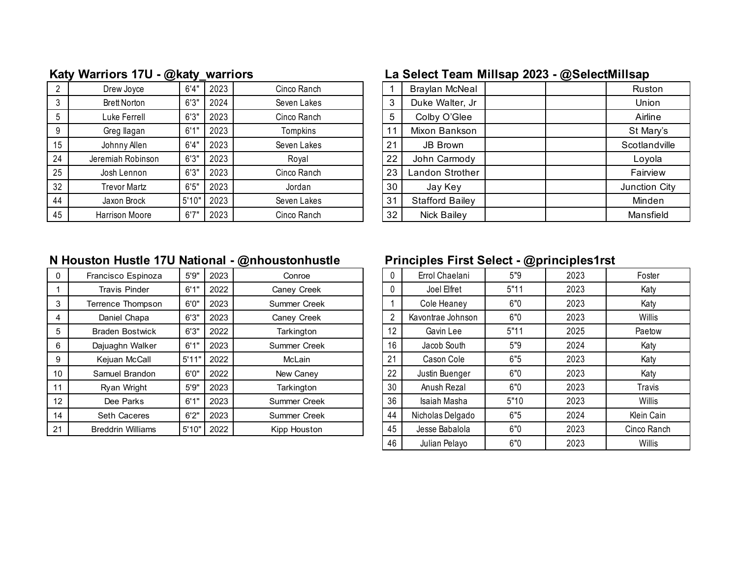## Katy Warriors 17U - @katy_warriors

| | | | | |
|---|---|---|---|---|
| 2 | Drew Joyce | 6'4" | 2023 | Cinco Ranch |
| 3 | Brett Norton | 6'3" | 2024 | Seven Lakes |
| 5 | Luke Ferrell | 6'3" | 2023 | Cinco Ranch |
| 9 | Greg Ilagan | 6'1" | 2023 | Tompkins |
| 15 | Johnny Allen | 6'4" | 2023 | Seven Lakes |
| 24 | Jeremiah Robinson | 6'3" | 2023 | Royal |
| 25 | Josh Lennon | 6'3" | 2023 | Cinco Ranch |
| 32 | Trevor Martz | 6'5" | 2023 | Jordan |
| 44 | Jaxon Brock | 5'10" | 2023 | Seven Lakes |
| 45 | Harrison Moore | 6'7" | 2023 | Cinco Ranch |

## La Select Team Millsap 2023 - @SelectMillsap

| | | | | |
|---|---|---|---|---|
| 1 | Braylan McNeal | | | Ruston |
| 3 | Duke Walter, Jr | | | Union |
| 5 | Colby O'Glee | | | Airline |
| 11 | Mixon Bankson | | | St Mary's |
| 21 | JB Brown | | | Scotlandville |
| 22 | John Carmody | | | Loyola |
| 23 | Landon Strother | | | Fairview |
| 30 | Jay Key | | | Junction City |
| 31 | Stafford Bailey | | | Minden |
| 32 | Nick Bailey | | | Mansfield |

## N Houston Hustle 17U National - @nhoustonhustle

| | | | | |
|---|---|---|---|---|
| 0 | Francisco Espinoza | 5'9" | 2023 | Conroe |
| 1 | Travis Pinder | 6'1" | 2022 | Caney Creek |
| 3 | Terrence Thompson | 6'0" | 2023 | Summer Creek |
| 4 | Daniel Chapa | 6'3" | 2023 | Caney Creek |
| 5 | Braden Bostwick | 6'3" | 2022 | Tarkington |
| 6 | Dajuaghn Walker | 6'1" | 2023 | Summer Creek |
| 9 | Kejuan McCall | 5'11" | 2022 | McLain |
| 10 | Samuel Brandon | 6'0" | 2022 | New Caney |
| 11 | Ryan Wright | 5'9" | 2023 | Tarkington |
| 12 | Dee Parks | 6'1" | 2023 | Summer Creek |
| 14 | Seth Caceres | 6'2" | 2023 | Summer Creek |
| 21 | Breddrin Williams | 5'10" | 2022 | Kipp Houston |

## Principles First Select - @principles1rst

| | | | | |
|---|---|---|---|---|
| 0 | Errol Chaelani | 5"9 | 2023 | Foster |
| 0 | Joel Elfret | 5"11 | 2023 | Katy |
| 1 | Cole Heaney | 6"0 | 2023 | Katy |
| 2 | Kavontrae Johnson | 6"0 | 2023 | Willis |
| 12 | Gavin Lee | 5"11 | 2025 | Paetow |
| 16 | Jacob South | 5"9 | 2024 | Katy |
| 21 | Cason Cole | 6"5 | 2023 | Katy |
| 22 | Justin Buenger | 6"0 | 2023 | Katy |
| 30 | Anush Rezal | 6"0 | 2023 | Travis |
| 36 | Isaiah Masha | 5"10 | 2023 | Willis |
| 44 | Nicholas Delgado | 6"5 | 2024 | Klein Cain |
| 45 | Jesse Babalola | 6"0 | 2023 | Cinco Ranch |
| 46 | Julian Pelayo | 6"0 | 2023 | Willis |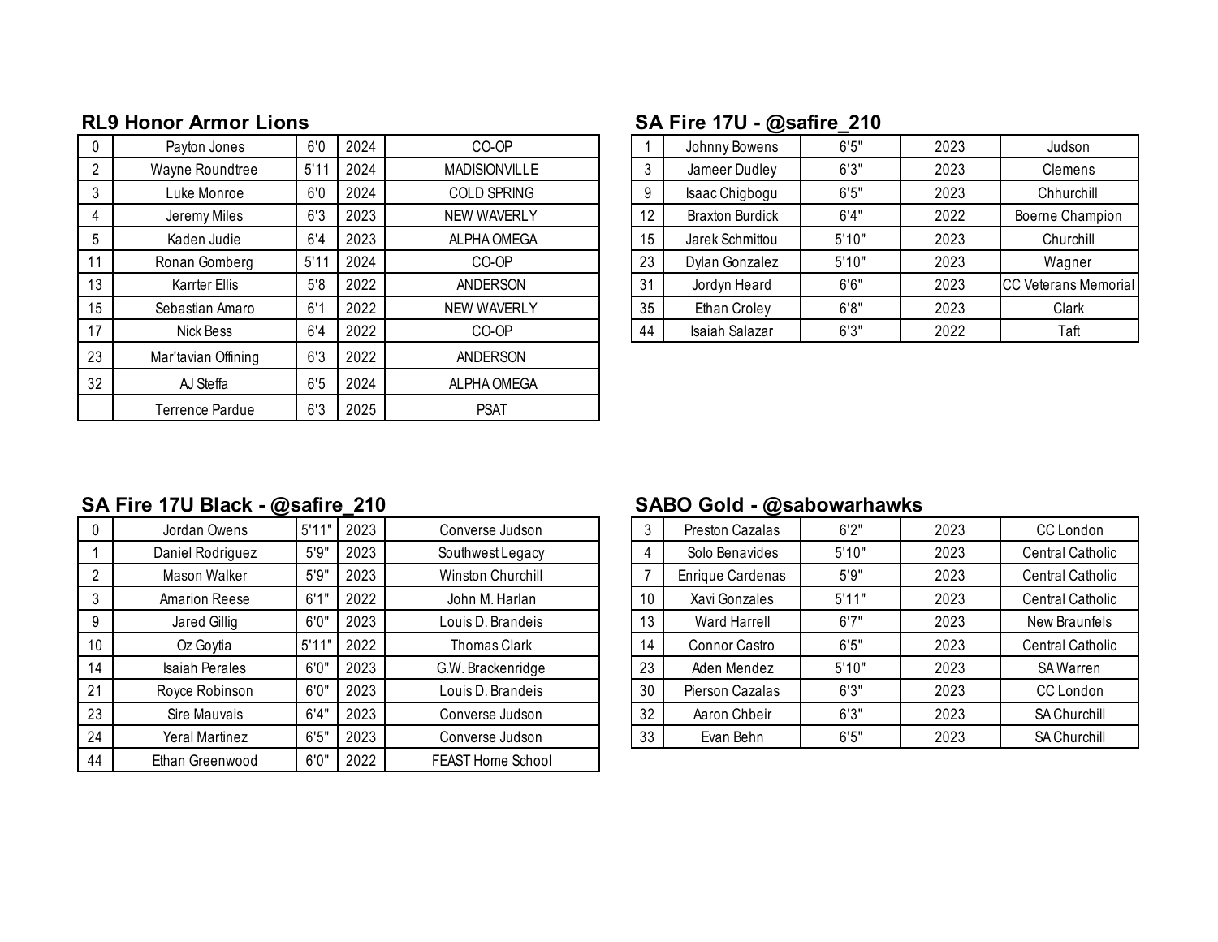## RL9 Honor Armor Lions

| | | | | |
|---|---|---|---|---|
| 0 | Payton Jones | 6'0 | 2024 | CO-OP |
| 2 | Wayne Roundtree | 5'11 | 2024 | MADISIONVILLE |
| 3 | Luke Monroe | 6'0 | 2024 | COLD SPRING |
| 4 | Jeremy Miles | 6'3 | 2023 | NEW WAVERLY |
| 5 | Kaden Judie | 6'4 | 2023 | ALPHA OMEGA |
| 11 | Ronan Gomberg | 5'11 | 2024 | CO-OP |
| 13 | Karrter Ellis | 5'8 | 2022 | ANDERSON |
| 15 | Sebastian Amaro | 6'1 | 2022 | NEW WAVERLY |
| 17 | Nick Bess | 6'4 | 2022 | CO-OP |
| 23 | Mar'tavian Offining | 6'3 | 2022 | ANDERSON |
| 32 | AJ Steffa | 6'5 | 2024 | ALPHA OMEGA |
| | Terrence Pardue | 6'3 | 2025 | PSAT |

## SA Fire 17U - @safire_210

| | | | | |
|---|---|---|---|---|
| 1 | Johnny Bowens | 6'5" | 2023 | Judson |
| 3 | Jameer Dudley | 6'3" | 2023 | Clemens |
| 9 | Isaac Chigbogu | 6'5" | 2023 | Chhurchill |
| 12 | Braxton Burdick | 6'4" | 2022 | Boerne Champion |
| 15 | Jarek Schmittou | 5'10" | 2023 | Churchill |
| 23 | Dylan Gonzalez | 5'10" | 2023 | Wagner |
| 31 | Jordyn Heard | 6'6" | 2023 | CC Veterans Memorial |
| 35 | Ethan Croley | 6'8" | 2023 | Clark |
| 44 | Isaiah Salazar | 6'3" | 2022 | Taft |

## SA Fire 17U Black - @safire_210

| | | | | |
|---|---|---|---|---|
| 0 | Jordan Owens | 5'11" | 2023 | Converse Judson |
| 1 | Daniel Rodriguez | 5'9" | 2023 | Southwest Legacy |
| 2 | Mason Walker | 5'9" | 2023 | Winston Churchill |
| 3 | Amarion Reese | 6'1" | 2022 | John M. Harlan |
| 9 | Jared Gillig | 6'0" | 2023 | Louis D. Brandeis |
| 10 | Oz Goytia | 5'11" | 2022 | Thomas Clark |
| 14 | Isaiah Perales | 6'0" | 2023 | G.W. Brackenridge |
| 21 | Royce Robinson | 6'0" | 2023 | Louis D. Brandeis |
| 23 | Sire Mauvais | 6'4" | 2023 | Converse Judson |
| 24 | Yeral Martinez | 6'5" | 2023 | Converse Judson |
| 44 | Ethan Greenwood | 6'0" | 2022 | FEAST Home School |

## SABO Gold - @sabowarhawks

| | | | | |
|---|---|---|---|---|
| 3 | Preston Cazalas | 6'2" | 2023 | CC London |
| 4 | Solo Benavides | 5'10" | 2023 | Central Catholic |
| 7 | Enrique Cardenas | 5'9" | 2023 | Central Catholic |
| 10 | Xavi Gonzales | 5'11" | 2023 | Central Catholic |
| 13 | Ward Harrell | 6'7" | 2023 | New Braunfels |
| 14 | Connor Castro | 6'5" | 2023 | Central Catholic |
| 23 | Aden Mendez | 5'10" | 2023 | SA Warren |
| 30 | Pierson Cazalas | 6'3" | 2023 | CC London |
| 32 | Aaron Chbeir | 6'3" | 2023 | SA Churchill |
| 33 | Evan Behn | 6'5" | 2023 | SA Churchill |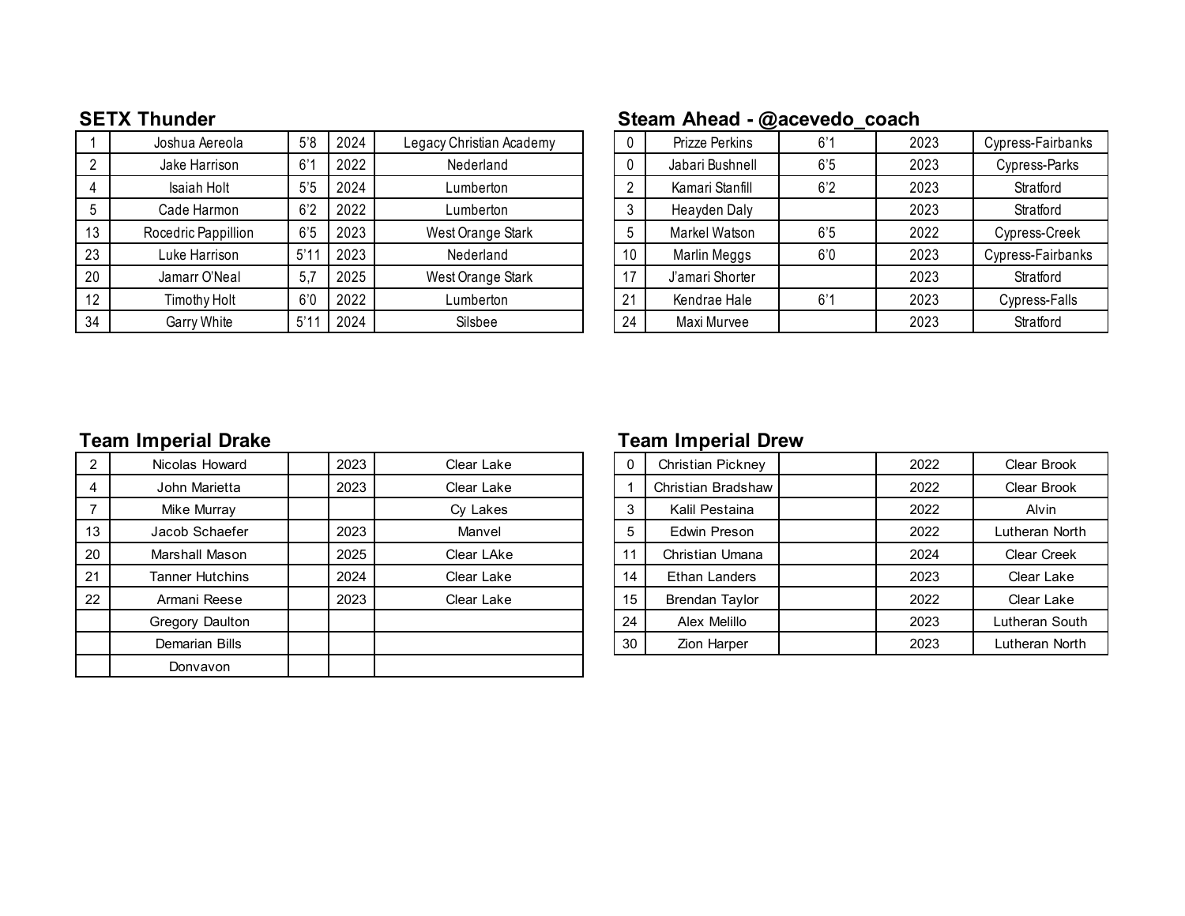## SETX Thunder

| | | | | |
|---|---|---|---|---|
| 1 | Joshua Aereola | 5'8 | 2024 | Legacy Christian Academy |
| 2 | Jake Harrison | 6'1 | 2022 | Nederland |
| 4 | Isaiah Holt | 5'5 | 2024 | Lumberton |
| 5 | Cade Harmon | 6'2 | 2022 | Lumberton |
| 13 | Rocedric Pappillion | 6'5 | 2023 | West Orange Stark |
| 23 | Luke Harrison | 5'11 | 2023 | Nederland |
| 20 | Jamarr O'Neal | 5,7 | 2025 | West Orange Stark |
| 12 | Timothy Holt | 6'0 | 2022 | Lumberton |
| 34 | Garry White | 5'11 | 2024 | Silsbee |

## Steam Ahead - @acevedo_coach

| | | | | |
|---|---|---|---|---|
| 0 | Prizze Perkins | 6'1 | 2023 | Cypress-Fairbanks |
| 0 | Jabari Bushnell | 6'5 | 2023 | Cypress-Parks |
| 2 | Kamari Stanfill | 6'2 | 2023 | Stratford |
| 3 | Heayden Daly | | 2023 | Stratford |
| 5 | Markel Watson | 6'5 | 2022 | Cypress-Creek |
| 10 | Marlin Meggs | 6'0 | 2023 | Cypress-Fairbanks |
| 17 | J'amari Shorter | | 2023 | Stratford |
| 21 | Kendrae Hale | 6'1 | 2023 | Cypress-Falls |
| 24 | Maxi Murvee | | 2023 | Stratford |

## Team Imperial Drake

| | | | | |
|---|---|---|---|---|
| 2 | Nicolas Howard | | 2023 | Clear Lake |
| 4 | John Marietta | | 2023 | Clear Lake |
| 7 | Mike Murray | | | Cy Lakes |
| 13 | Jacob Schaefer | | 2023 | Manvel |
| 20 | Marshall Mason | | 2025 | Clear LAke |
| 21 | Tanner Hutchins | | 2024 | Clear Lake |
| 22 | Armani Reese | | 2023 | Clear Lake |
| | Gregory Daulton | | | |
| | Demarian Bills | | | |
| | Donvavon | | | |

## Team Imperial Drew

| | | | | |
|---|---|---|---|---|
| 0 | Christian Pickney | | 2022 | Clear Brook |
| 1 | Christian Bradshaw | | 2022 | Clear Brook |
| 3 | Kalil Pestaina | | 2022 | Alvin |
| 5 | Edwin Preson | | 2022 | Lutheran North |
| 11 | Christian Umana | | 2024 | Clear Creek |
| 14 | Ethan Landers | | 2023 | Clear Lake |
| 15 | Brendan Taylor | | 2022 | Clear Lake |
| 24 | Alex Melillo | | 2023 | Lutheran South |
| 30 | Zion Harper | | 2023 | Lutheran North |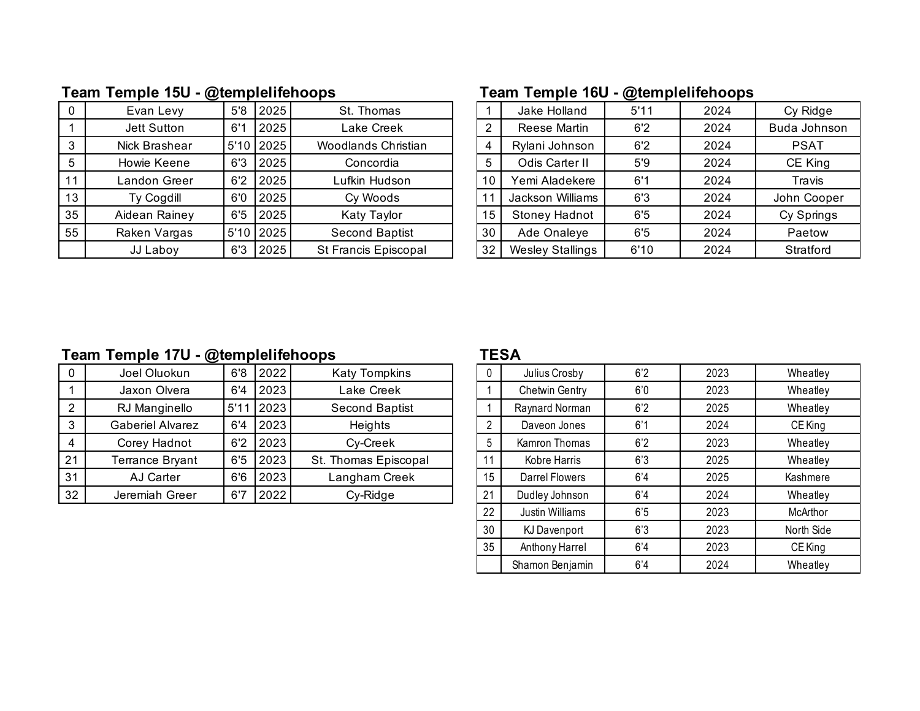## Team Temple 15U - @templelifehoops

| | | | | |
|---|---|---|---|---|
| 0 | Evan Levy | 5'8 | 2025 | St. Thomas |
| 1 | Jett Sutton | 6'1 | 2025 | Lake Creek |
| 3 | Nick Brashear | 5'10 | 2025 | Woodlands Christian |
| 5 | Howie Keene | 6'3 | 2025 | Concordia |
| 11 | Landon Greer | 6'2 | 2025 | Lufkin Hudson |
| 13 | Ty Cogdill | 6'0 | 2025 | Cy Woods |
| 35 | Aidean Rainey | 6'5 | 2025 | Katy Taylor |
| 55 | Raken Vargas | 5'10 | 2025 | Second Baptist |
| | JJ Laboy | 6'3 | 2025 | St Francis Episcopal |

## Team Temple 16U - @templelifehoops

| | | | | |
|---|---|---|---|---|
| 1 | Jake Holland | 5'11 | 2024 | Cy Ridge |
| 2 | Reese Martin | 6'2 | 2024 | Buda Johnson |
| 4 | Rylani Johnson | 6'2 | 2024 | PSAT |
| 5 | Odis Carter II | 5'9 | 2024 | CE King |
| 10 | Yemi Aladekere | 6'1 | 2024 | Travis |
| 11 | Jackson Williams | 6'3 | 2024 | John Cooper |
| 15 | Stoney Hadnot | 6'5 | 2024 | Cy Springs |
| 30 | Ade Onaleye | 6'5 | 2024 | Paetow |
| 32 | Wesley Stallings | 6'10 | 2024 | Stratford |

## Team Temple 17U - @templelifehoops

| | | | | |
|---|---|---|---|---|
| 0 | Joel Oluokun | 6'8 | 2022 | Katy Tompkins |
| 1 | Jaxon Olvera | 6'4 | 2023 | Lake Creek |
| 2 | RJ Manginello | 5'11 | 2023 | Second Baptist |
| 3 | Gaberiel Alvarez | 6'4 | 2023 | Heights |
| 4 | Corey Hadnot | 6'2 | 2023 | Cy-Creek |
| 21 | Terrance Bryant | 6'5 | 2023 | St. Thomas Episcopal |
| 31 | AJ Carter | 6'6 | 2023 | Langham Creek |
| 32 | Jeremiah Greer | 6'7 | 2022 | Cy-Ridge |

## TESA

| | | | | |
|---|---|---|---|---|
| 0 | Julius Crosby | 6'2 | 2023 | Wheatley |
| 1 | Chetwin Gentry | 6'0 | 2023 | Wheatley |
| 1 | Raynard Norman | 6'2 | 2025 | Wheatley |
| 2 | Daveon Jones | 6'1 | 2024 | CE King |
| 5 | Kamron Thomas | 6'2 | 2023 | Wheatley |
| 11 | Kobre Harris | 6'3 | 2025 | Wheatley |
| 15 | Darrel Flowers | 6'4 | 2025 | Kashmere |
| 21 | Dudley Johnson | 6'4 | 2024 | Wheatley |
| 22 | Justin Williams | 6'5 | 2023 | McArthor |
| 30 | KJ Davenport | 6'3 | 2023 | North Side |
| 35 | Anthony Harrel | 6'4 | 2023 | CE King |
| | Shamon Benjamin | 6'4 | 2024 | Wheatley |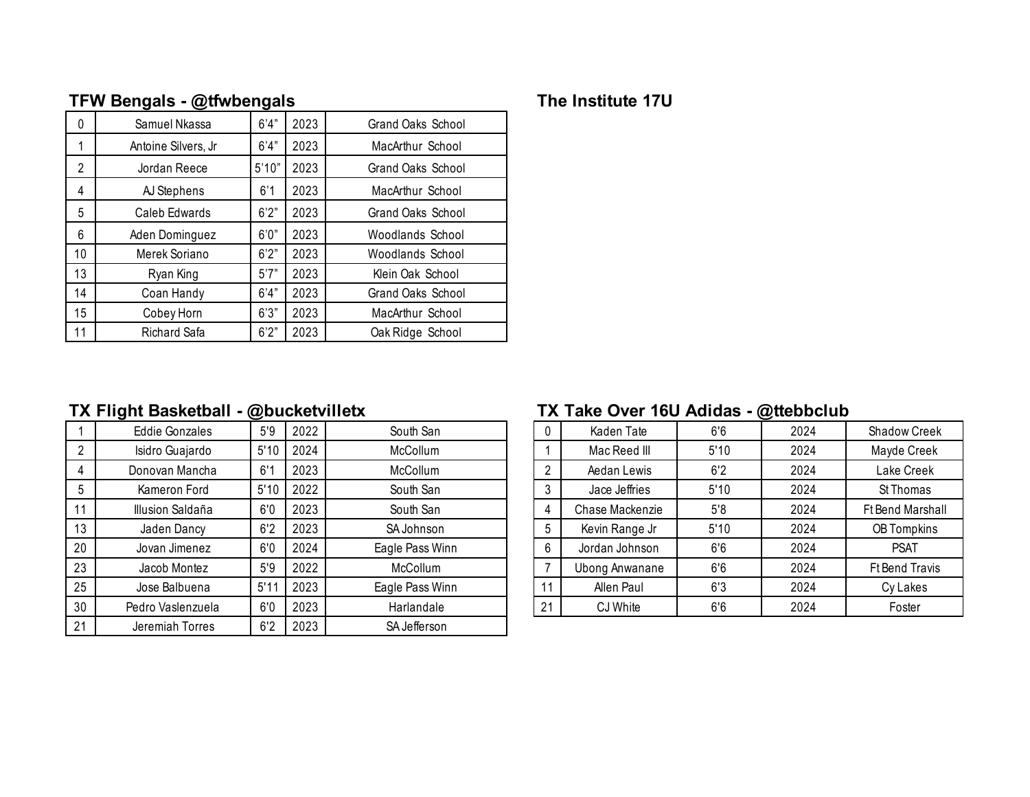## TFW Bengals - @tfwbengals

| | | | | |
|---|---|---|---|---|
| 0 | Samuel Nkassa | 6’4” | 2023 | Grand Oaks School |
| 1 | Antoine Silvers, Jr | 6’4” | 2023 | MacArthur School |
| 2 | Jordan Reece | 5’10” | 2023 | Grand Oaks School |
| 4 | AJ Stephens | 6’1 | 2023 | MacArthur School |
| 5 | Caleb Edwards | 6’2” | 2023 | Grand Oaks School |
| 6 | Aden Dominguez | 6’0” | 2023 | Woodlands School |
| 10 | Merek Soriano | 6’2” | 2023 | Woodlands School |
| 13 | Ryan King | 5’7” | 2023 | Klein Oak School |
| 14 | Coan Handy | 6’4” | 2023 | Grand Oaks School |
| 15 | Cobey Horn | 6’3” | 2023 | MacArthur School |
| 11 | Richard Safa | 6’2” | 2023 | Oak Ridge School |

## The Institute 17U

## TX Flight Basketball - @bucketvilletx

| | | | | |
|---|---|---|---|---|
| 1 | Eddie Gonzales | 5'9 | 2022 | South San |
| 2 | Isidro Guajardo | 5'10 | 2024 | McCollum |
| 4 | Donovan Mancha | 6'1 | 2023 | McCollum |
| 5 | Kameron Ford | 5'10 | 2022 | South San |
| 11 | Illusion Saldaña | 6'0 | 2023 | South San |
| 13 | Jaden Dancy | 6'2 | 2023 | SA Johnson |
| 20 | Jovan Jimenez | 6'0 | 2024 | Eagle Pass Winn |
| 23 | Jacob Montez | 5'9 | 2022 | McCollum |
| 25 | Jose Balbuena | 5'11 | 2023 | Eagle Pass Winn |
| 30 | Pedro Vaslenzuela | 6'0 | 2023 | Harlandale |
| 21 | Jeremiah Torres | 6'2 | 2023 | SA Jefferson |

## TX Take Over 16U Adidas - @ttebbclub

| | | | | |
|---|---|---|---|---|
| 0 | Kaden Tate | 6'6 | 2024 | Shadow Creek |
| 1 | Mac Reed III | 5'10 | 2024 | Mayde Creek |
| 2 | Aedan Lewis | 6'2 | 2024 | Lake Creek |
| 3 | Jace Jeffries | 5'10 | 2024 | St Thomas |
| 4 | Chase Mackenzie | 5'8 | 2024 | Ft Bend Marshall |
| 5 | Kevin Range Jr | 5'10 | 2024 | OB Tompkins |
| 6 | Jordan Johnson | 6'6 | 2024 | PSAT |
| 7 | Ubong Anwanane | 6'6 | 2024 | Ft Bend Travis |
| 11 | Allen Paul | 6'3 | 2024 | Cy Lakes |
| 21 | CJ White | 6'6 | 2024 | Foster |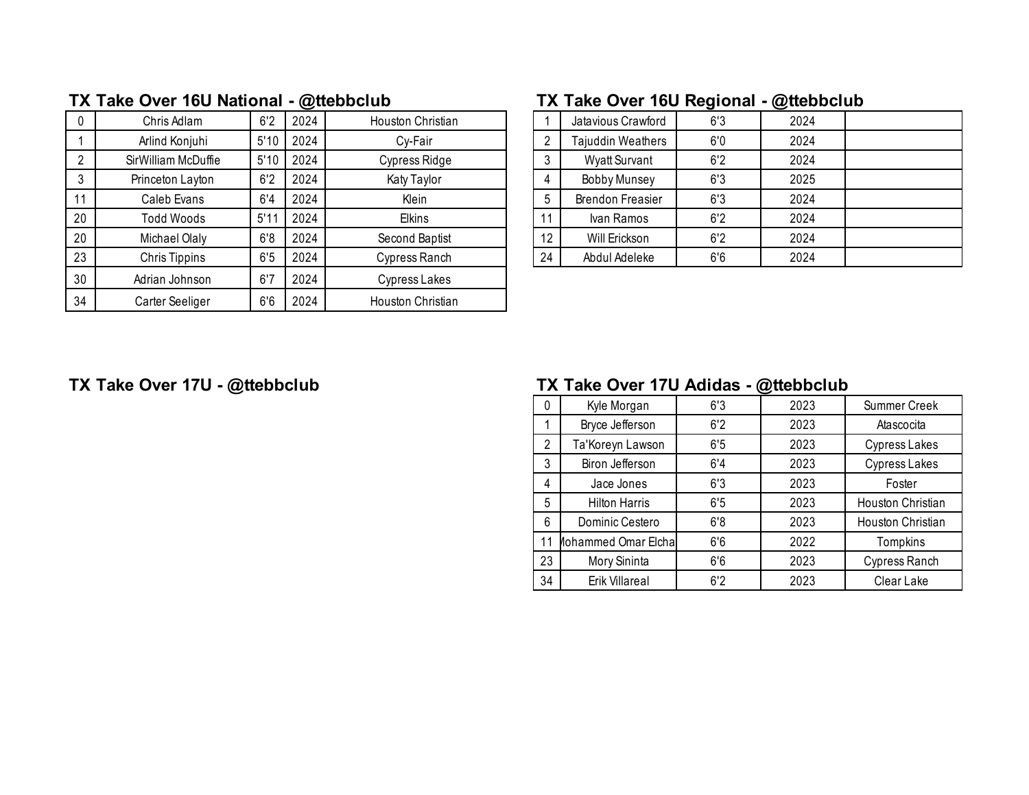### TX Take Over 16U National - @ttebbclub

| | | | | |
|---|---|---|---|---|
| 0 | Chris Adlam | 6'2 | 2024 | Houston Christian |
| 1 | Arlind Konjuhi | 5'10 | 2024 | Cy-Fair |
| 2 | SirWilliam McDuffie | 5'10 | 2024 | Cypress Ridge |
| 3 | Princeton Layton | 6'2 | 2024 | Katy Taylor |
| 11 | Caleb Evans | 6'4 | 2024 | Klein |
| 20 | Todd Woods | 5'11 | 2024 | Elkins |
| 20 | Michael Olaly | 6'8 | 2024 | Second Baptist |
| 23 | Chris Tippins | 6'5 | 2024 | Cypress Ranch |
| 30 | Adrian Johnson | 6'7 | 2024 | Cypress Lakes |
| 34 | Carter Seeliger | 6'6 | 2024 | Houston Christian |

### TX Take Over 16U Regional - @ttebbclub

| | | | | |
|---|---|---|---|---|
| 1 | Jatavious Crawford | 6'3 | 2024 | |
| 2 | Tajuddin Weathers | 6'0 | 2024 | |
| 3 | Wyatt Survant | 6'2 | 2024 | |
| 4 | Bobby Munsey | 6'3 | 2025 | |
| 5 | Brendon Freasier | 6'3 | 2024 | |
| 11 | Ivan Ramos | 6'2 | 2024 | |
| 12 | Will Erickson | 6'2 | 2024 | |
| 24 | Abdul Adeleke | 6'6 | 2024 | |

### TX Take Over 17U - @ttebbclub

### TX Take Over 17U Adidas - @ttebbclub

| | | | | |
|---|---|---|---|---|
| 0 | Kyle Morgan | 6'3 | 2023 | Summer Creek |
| 1 | Bryce Jefferson | 6'2 | 2023 | Atascocita |
| 2 | Ta'Koreyn Lawson | 6'5 | 2023 | Cypress Lakes |
| 3 | Biron Jefferson | 6'4 | 2023 | Cypress Lakes |
| 4 | Jace Jones | 6'3 | 2023 | Foster |
| 5 | Hilton Harris | 6'5 | 2023 | Houston Christian |
| 6 | Dominic Cestero | 6'8 | 2023 | Houston Christian |
| 11 | Mohammed Omar Elcha | 6'6 | 2022 | Tompkins |
| 23 | Mory Sininta | 6'6 | 2023 | Cypress Ranch |
| 34 | Erik Villareal | 6'2 | 2023 | Clear Lake |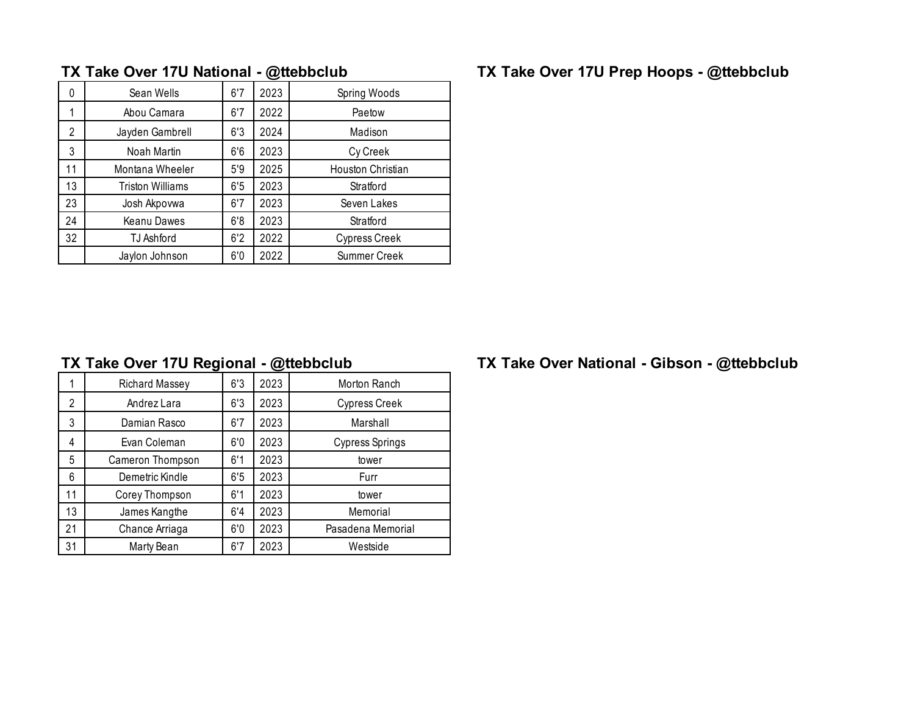## TX Take Over 17U National - @ttebbclub

| # | Name | Height | Class | School |
|---|---|---|---|---|
| 0 | Sean Wells | 6'7 | 2023 | Spring Woods |
| 1 | Abou Camara | 6'7 | 2022 | Paetow |
| 2 | Jayden Gambrell | 6'3 | 2024 | Madison |
| 3 | Noah Martin | 6'6 | 2023 | Cy Creek |
| 11 | Montana Wheeler | 5'9 | 2025 | Houston Christian |
| 13 | Triston Williams | 6'5 | 2023 | Stratford |
| 23 | Josh Akpovwa | 6'7 | 2023 | Seven Lakes |
| 24 | Keanu Dawes | 6'8 | 2023 | Stratford |
| 32 | TJ Ashford | 6'2 | 2022 | Cypress Creek |
| | Jaylon Johnson | 6'0 | 2022 | Summer Creek |

## TX Take Over 17U Prep Hoops - @ttebbclub

## TX Take Over 17U Regional - @ttebbclub

| # | Name | Height | Class | School |
|---|---|---|---|---|
| 1 | Richard Massey | 6'3 | 2023 | Morton Ranch |
| 2 | Andrez Lara | 6'3 | 2023 | Cypress Creek |
| 3 | Damian Rasco | 6'7 | 2023 | Marshall |
| 4 | Evan Coleman | 6'0 | 2023 | Cypress Springs |
| 5 | Cameron Thompson | 6'1 | 2023 | tower |
| 6 | Demetric Kindle | 6'5 | 2023 | Furr |
| 11 | Corey Thompson | 6'1 | 2023 | tower |
| 13 | James Kangthe | 6'4 | 2023 | Memorial |
| 21 | Chance Arriaga | 6'0 | 2023 | Pasadena Memorial |
| 31 | Marty Bean | 6'7 | 2023 | Westside |

## TX Take Over National - Gibson - @ttebbclub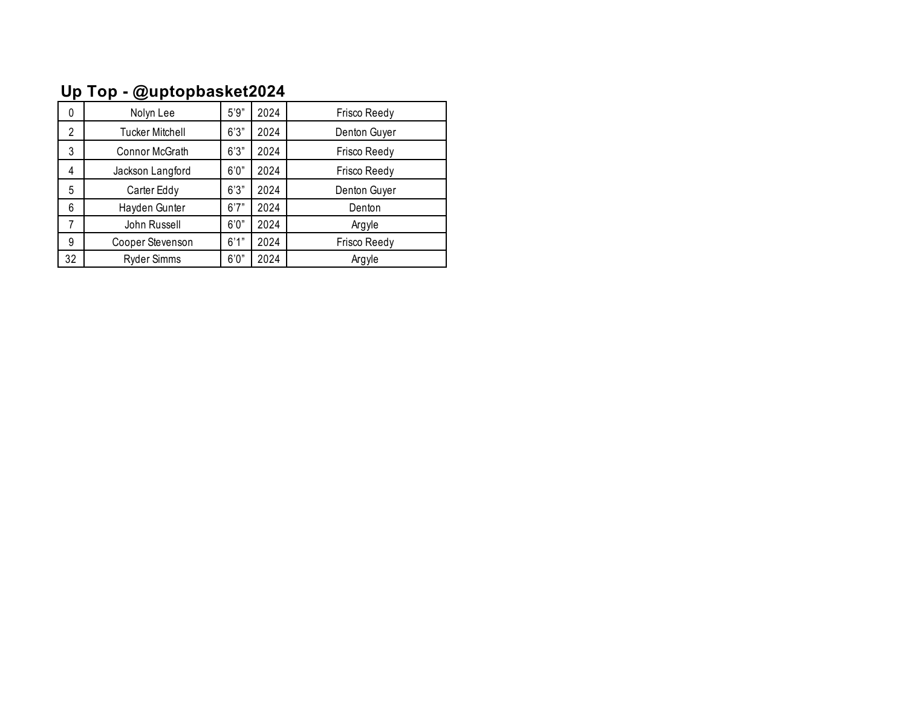## Up Top - @uptopbasket2024

| | | | | |
|---|---|---|---|---|
| 0 | Nolyn Lee | 5’9” | 2024 | Frisco Reedy |
| 2 | Tucker Mitchell | 6’3” | 2024 | Denton Guyer |
| 3 | Connor McGrath | 6’3” | 2024 | Frisco Reedy |
| 4 | Jackson Langford | 6’0” | 2024 | Frisco Reedy |
| 5 | Carter Eddy | 6’3” | 2024 | Denton Guyer |
| 6 | Hayden Gunter | 6’7” | 2024 | Denton |
| 7 | John Russell | 6’0” | 2024 | Argyle |
| 9 | Cooper Stevenson | 6’1” | 2024 | Frisco Reedy |
| 32 | Ryder Simms | 6’0” | 2024 | Argyle |